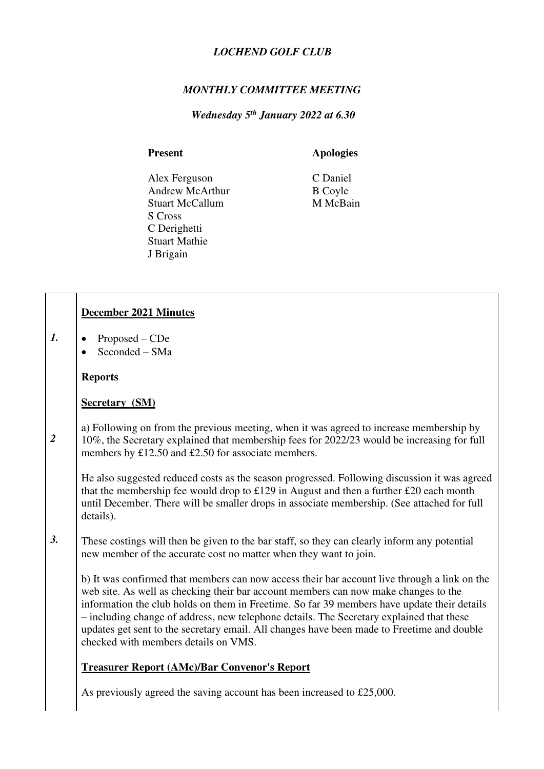*LOCHEND GOLF CLUB*

*MONTHLY COMMITTEE MEETING*

***Wednesday 5th January 2022 at 6.30***

| **Present** | **Apologies** |
|---|---|
| Alex Ferguson | C Daniel |
| Andrew McArthur | B Coyle |
| Stuart McCallum | M McBain |
| S Cross | |
| C Derighetti | |
| Stuart Mathie | |
| J Brigain | |

***1.***

**December 2021 Minutes**

- Proposed – CDe
- Seconded – SMa

**Reports**

**Secretary (SM)**

***2***

a) Following on from the previous meeting, when it was agreed to increase membership by 10%, the Secretary explained that membership fees for 2022/23 would be increasing for full members by £12.50 and £2.50 for associate members.

He also suggested reduced costs as the season progressed. Following discussion it was agreed that the membership fee would drop to £129 in August and then a further £20 each month until December. There will be smaller drops in associate membership. (See attached for full details).

***3.***

These costings will then be given to the bar staff, so they can clearly inform any potential new member of the accurate cost no matter when they want to join.

b) It was confirmed that members can now access their bar account live through a link on the web site. As well as checking their bar account members can now make changes to the information the club holds on them in Freetime. So far 39 members have update their details – including change of address, new telephone details. The Secretary explained that these updates get sent to the secretary email. All changes have been made to Freetime and double checked with members details on VMS.

**Treasurer Report (AMc)/Bar Convenor's Report**

As previously agreed the saving account has been increased to £25,000.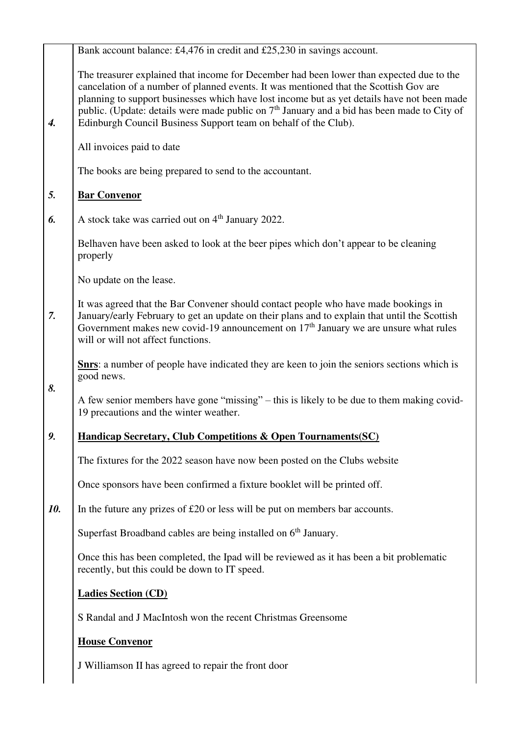| | |
|---|---|
| *4.* | Bank account balance: £4,476 in credit and £25,230 in savings account. |
| | The treasurer explained that income for December had been lower than expected due to the cancelation of a number of planned events. It was mentioned that the Scottish Gov are planning to support businesses which have lost income but as yet details have not been made public. (Update: details were made public on 7th January and a bid has been made to City of Edinburgh Council Business Support team on behalf of the Club). |
| | All invoices paid to date |
| | The books are being prepared to send to the accountant. |
| *5.* | **Bar Convenor** |
| *6.* | A stock take was carried out on 4th January 2022. |
| | Belhaven have been asked to look at the beer pipes which don't appear to be cleaning properly |
| | No update on the lease. |
| *7.* | It was agreed that the Bar Convener should contact people who have made bookings in January/early February to get an update on their plans and to explain that until the Scottish Government makes new covid-19 announcement on 17th January we are unsure what rules will or will not affect functions. |
| *8.* | **Snrs**: a number of people have indicated they are keen to join the seniors sections which is good news. |
| | A few senior members have gone "missing" – this is likely to be due to them making covid-19 precautions and the winter weather. |
| *9.* | **Handicap Secretary, Club Competitions & Open Tournaments(SC)** |
| | The fixtures for the 2022 season have now been posted on the Clubs website |
| | Once sponsors have been confirmed a fixture booklet will be printed off. |
| *10.* | In the future any prizes of £20 or less will be put on members bar accounts. |
| | Superfast Broadband cables are being installed on 6th January. |
| | Once this has been completed, the Ipad will be reviewed as it has been a bit problematic recently, but this could be down to IT speed. |
| | **Ladies Section (CD)** |
| | S Randal and J MacIntosh won the recent Christmas Greensome |
| | **House Convenor** |
| | J Williamson II has agreed to repair the front door |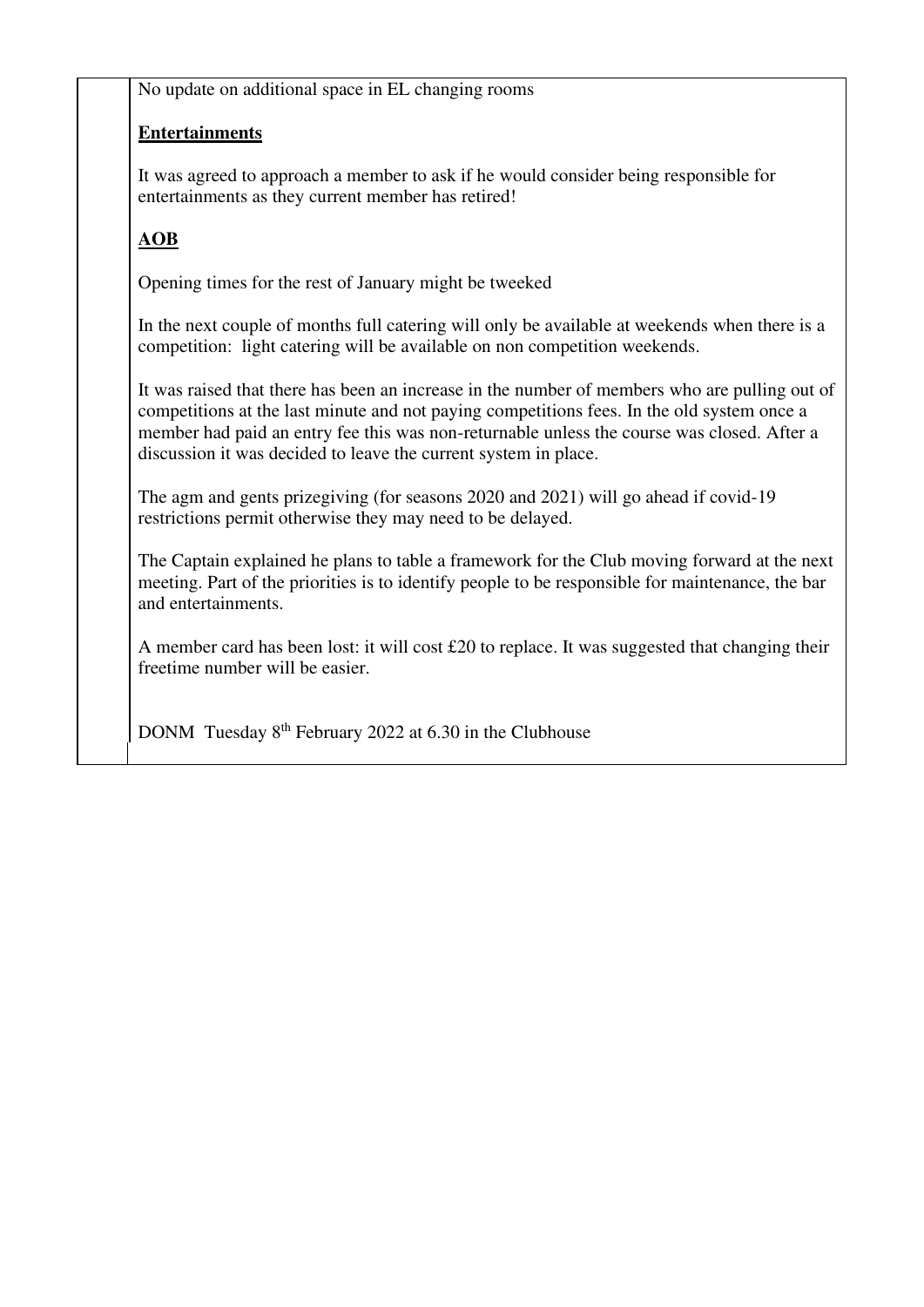No update on additional space in EL changing rooms

**Entertainments**

It was agreed to approach a member to ask if he would consider being responsible for entertainments as they current member has retired!

**AOB**

Opening times for the rest of January might be tweeked

In the next couple of months full catering will only be available at weekends when there is a competition: light catering will be available on non competition weekends.

It was raised that there has been an increase in the number of members who are pulling out of competitions at the last minute and not paying competitions fees. In the old system once a member had paid an entry fee this was non-returnable unless the course was closed. After a discussion it was decided to leave the current system in place.

The agm and gents prizegiving (for seasons 2020 and 2021) will go ahead if covid-19 restrictions permit otherwise they may need to be delayed.

The Captain explained he plans to table a framework for the Club moving forward at the next meeting. Part of the priorities is to identify people to be responsible for maintenance, the bar and entertainments.

A member card has been lost: it will cost £20 to replace. It was suggested that changing their freetime number will be easier.

DONM Tuesday 8th February 2022 at 6.30 in the Clubhouse